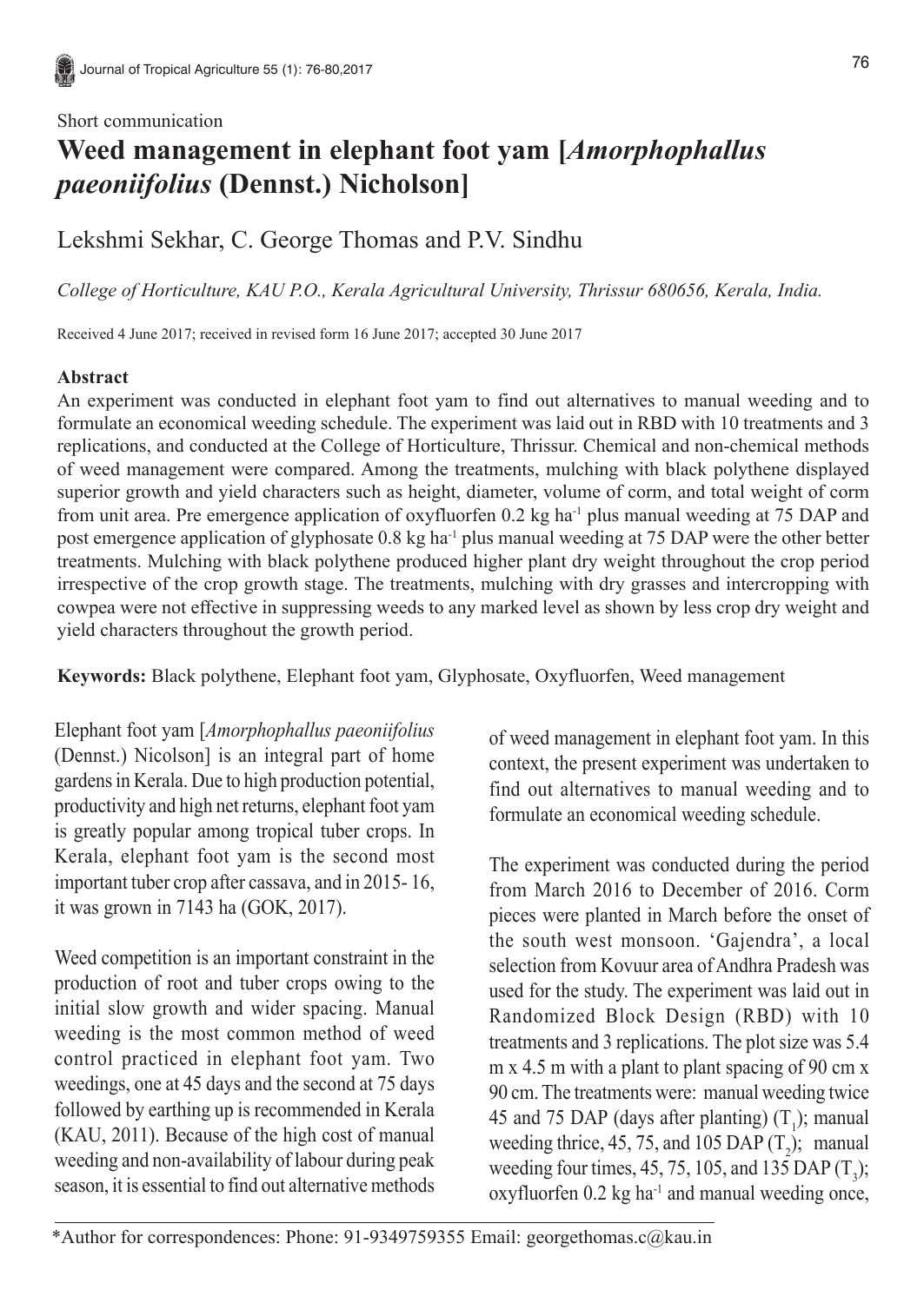Short communication

# Weed management in elephant foot yam [*Amorphophallus paeoniifolius* (Dennst.) Nicholson]

Lekshmi Sekhar, C. George Thomas and P.V. Sindhu

*College of Horticulture, KAU P.O., Kerala Agricultural University, Thrissur 680656, Kerala, India.*

Received 4 June 2017; received in revised form 16 June 2017; accepted 30 June 2017

## Abstract

An experiment was conducted in elephant foot yam to find out alternatives to manual weeding and to formulate an economical weeding schedule. The experiment was laid out in RBD with 10 treatments and 3 replications, and conducted at the College of Horticulture, Thrissur. Chemical and non-chemical methods of weed management were compared. Among the treatments, mulching with black polythene displayed superior growth and yield characters such as height, diameter, volume of corm, and total weight of corm from unit area. Pre emergence application of oxyfluorfen 0.2 kg $ha^{-1}$ plus manual weeding at 75 DAP and post emergence application of glyphosate 0.8 kg $ha^{-1}$ plus manual weeding at 75 DAP were the other better treatments. Mulching with black polythene produced higher plant dry weight throughout the crop period irrespective of the crop growth stage. The treatments, mulching with dry grasses and intercropping with cowpea were not effective in suppressing weeds to any marked level as shown by less crop dry weight and yield characters throughout the growth period.

**Keywords:** Black polythene, Elephant foot yam, Glyphosate, Oxyfluorfen, Weed management

Elephant foot yam [*Amorphophallus paeoniifolius* (Dennst.) Nicolson] is an integral part of home gardens in Kerala. Due to high production potential, productivity and high net returns, elephant foot yam is greatly popular among tropical tuber crops. In Kerala, elephant foot yam is the second most important tuber crop after cassava, and in 2015- 16, it was grown in 7143 ha (GOK, 2017).

Weed competition is an important constraint in the production of root and tuber crops owing to the initial slow growth and wider spacing. Manual weeding is the most common method of weed control practiced in elephant foot yam. Two weedings, one at 45 days and the second at 75 days followed by earthing up is recommended in Kerala (KAU, 2011). Because of the high cost of manual weeding and non-availability of labour during peak season, it is essential to find out alternative methods of weed management in elephant foot yam. In this context, the present experiment was undertaken to find out alternatives to manual weeding and to formulate an economical weeding schedule.

The experiment was conducted during the period from March 2016 to December of 2016. Corm pieces were planted in March before the onset of the south west monsoon. 'Gajendra', a local selection from Kovuur area of Andhra Pradesh was used for the study. The experiment was laid out in Randomized Block Design (RBD) with 10 treatments and 3 replications. The plot size was 5.4 m x 4.5 m with a plant to plant spacing of 90 cm x 90 cm. The treatments were: manual weeding twice 45 and 75 DAP (days after planting) ($T_1$); manual weeding thrice, 45, 75, and 105 DAP ($T_2$); manual weeding four times, 45, 75, 105, and 135 DAP ($T_3$); oxyfluorfen 0.2 kg $ha^{-1}$ and manual weeding once,

*Author for correspondences: Phone: 91-9349759355 Email: georgethomas.c@kau.in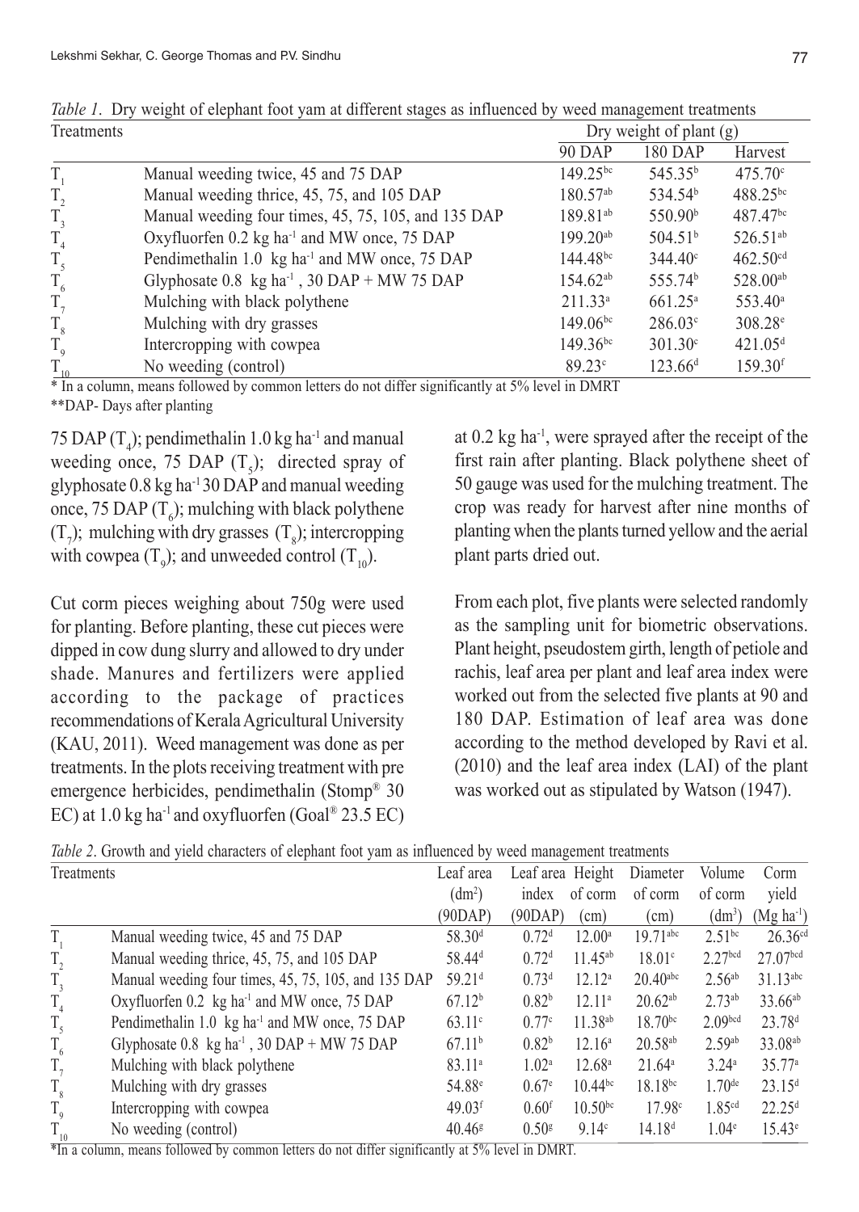*Table 1*. Dry weight of elephant foot yam at different stages as influenced by weed management treatments

| Treatments | | Dry weight of plant (g) | | |
|---|---|---|---|---|
| | | 90 DAP | 180 DAP | Harvest |
| $T_1$ | Manual weeding twice, 45 and 75 DAP | 149.25[bc] | 545.35[b] | 475.70[c] |
| $T_2$ | Manual weeding thrice, 45, 75, and 105 DAP | 180.57[ab] | 534.54[b] | 488.25[bc] |
| $T_3$ | Manual weeding four times, 45, 75, 105, and 135 DAP | 189.81[ab] | 550.90[b] | 487.47[bc] |
| $T_4$ | Oxyfluorfen 0.2 kg ha$^{-1}$ and MW once, 75 DAP | 199.20[ab] | 504.51[b] | 526.51[ab] |
| $T_5$ | Pendimethalin 1.0 kg ha$^{-1}$ and MW once, 75 DAP | 144.48[bc] | 344.40[c] | 462.50[cd] |
| $T_6$ | Glyphosate 0.8 kg ha$^{-1}$, 30 DAP + MW 75 DAP | 154.62[ab] | 555.74[b] | 528.00[ab] |
| $T_7$ | Mulching with black polythene | 211.33[a] | 661.25[a] | 553.40[a] |
| $T_8$ | Mulching with dry grasses | 149.06[bc] | 286.03[c] | 308.28[e] |
| $T_9$ | Intercropping with cowpea | 149.36[bc] | 301.30[c] | 421.05[d] |
| $T_{10}$ | No weeding (control) | 89.23[c] | 123.66[d] | 159.30[f] |

* In a column, means followed by common letters do not differ significantly at 5% level in DMRT

**DAP- Days after planting

75 DAP ($T_4$); pendimethalin 1.0 kg ha$^{-1}$ and manual weeding once, 75 DAP ($T_5$); directed spray of glyphosate 0.8 kg ha$^{-1}$ 30 DAP and manual weeding once, 75 DAP ($T_6$); mulching with black polythene ($T_7$); mulching with dry grasses ($T_8$); intercropping with cowpea ($T_9$); and unweeded control ($T_{10}$).

Cut corm pieces weighing about 750g were used for planting. Before planting, these cut pieces were dipped in cow dung slurry and allowed to dry under shade. Manures and fertilizers were applied according to the package of practices recommendations of Kerala Agricultural University (KAU, 2011). Weed management was done as per treatments. In the plots receiving treatment with pre emergence herbicides, pendimethalin (Stomp® 30 EC) at 1.0 kg ha$^{-1}$ and oxyfluorfen (Goal® 23.5 EC) at 0.2 kg ha$^{-1}$, were sprayed after the receipt of the first rain after planting. Black polythene sheet of 50 gauge was used for the mulching treatment. The crop was ready for harvest after nine months of planting when the plants turned yellow and the aerial plant parts dried out.

From each plot, five plants were selected randomly as the sampling unit for biometric observations. Plant height, pseudostem girth, length of petiole and rachis, leaf area per plant and leaf area index were worked out from the selected five plants at 90 and 180 DAP. Estimation of leaf area was done according to the method developed by Ravi et al. (2010) and the leaf area index (LAI) of the plant was worked out as stipulated by Watson (1947).

*Table 2*. Growth and yield characters of elephant foot yam as influenced by weed management treatments

| Treatments | | Leaf area (dm$^2$) (90DAP) | Leaf area index (90DAP) | Height of corm (cm) | Diameter of corm (cm) | Volume of corm (dm$^3$) | Corm yield (Mg ha$^{-1}$) |
|---|---|---|---|---|---|---|---|
| $T_1$ | Manual weeding twice, 45 and 75 DAP | 58.30[d] | 0.72[d] | 12.00[a] | 19.71[abc] | 2.51[bc] | 26.36[cd] |
| $T_2$ | Manual weeding thrice, 45, 75, and 105 DAP | 58.44[d] | 0.72[d] | 11.45[ab] | 18.01[c] | 2.27[bcd] | 27.07[bcd] |
| $T_3$ | Manual weeding four times, 45, 75, 105, and 135 DAP | 59.21[d] | 0.73[d] | 12.12[a] | 20.40[abc] | 2.56[ab] | 31.13[abc] |
| $T_4$ | Oxyfluorfen 0.2 kg ha$^{-1}$ and MW once, 75 DAP | 67.12[b] | 0.82[b] | 12.11[a] | 20.62[ab] | 2.73[ab] | 33.66[ab] |
| $T_5$ | Pendimethalin 1.0 kg ha$^{-1}$ and MW once, 75 DAP | 63.11[c] | 0.77[c] | 11.38[ab] | 18.70[bc] | 2.09[bcd] | 23.78[d] |
| $T_6$ | Glyphosate 0.8 kg ha$^{-1}$, 30 DAP + MW 75 DAP | 67.11[b] | 0.82[b] | 12.16[a] | 20.58[ab] | 2.59[ab] | 33.08[ab] |
| $T_7$ | Mulching with black polythene | 83.11[a] | 1.02[a] | 12.68[a] | 21.64[a] | 3.24[a] | 35.77[a] |
| $T_8$ | Mulching with dry grasses | 54.88[e] | 0.67[e] | 10.44[bc] | 18.18[bc] | 1.70[de] | 23.15[d] |
| $T_9$ | Intercropping with cowpea | 49.03[f] | 0.60[f] | 10.50[bc] | 17.98[c] | 1.85[cd] | 22.25[d] |
| $T_{10}$ | No weeding (control) | 40.46[g] | 0.50[g] | 9.14[c] | 14.18[d] | 1.04[e] | 15.43[e] |

*In a column, means followed by common letters do not differ significantly at 5% level in DMRT.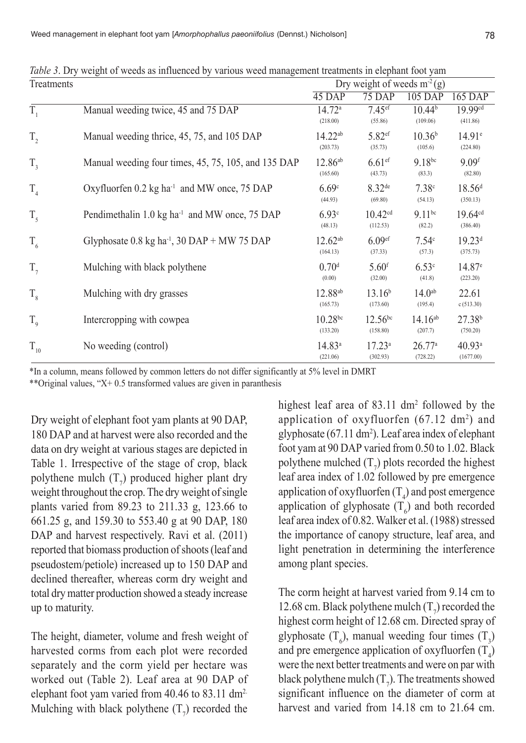*Table 3*. Dry weight of weeds as influenced by various weed management treatments in elephant foot yam

| Treatments | | Dry weight of weeds $m^{-2}$ (g) | | | |
|---|---|---|---|---|---|
| | | 45 DAP | 75 DAP | 105 DAP | 165 DAP |
| $T_1$ | Manual weeding twice, 45 and 75 DAP | $14.72^{a}$ (218.00) | $7.45^{ef}$ (55.86) | $10.44^{b}$ (109.06) | $19.99^{cd}$ (411.86) |
| $T_2$ | Manual weeding thrice, 45, 75, and 105 DAP | $14.22^{ab}$ (203.73) | $5.82^{ef}$ (35.73) | $10.36^{b}$ (105.6) | $14.91^{e}$ (224.80) |
| $T_3$ | Manual weeding four times, 45, 75, 105, and 135 DAP | $12.86^{ab}$ (165.60) | $6.61^{ef}$ (43.73) | $9.18^{bc}$ (83.3) | $9.09^{f}$ (82.80) |
| $T_4$ | Oxyfluorfen 0.2 kg $ha^{-1}$ and MW once, 75 DAP | $6.69^{c}$ (44.93) | $8.32^{de}$ (69.80) | $7.38^{c}$ (54.13) | $18.56^{d}$ (350.13) |
| $T_5$ | Pendimethalin 1.0 kg $ha^{-1}$ and MW once, 75 DAP | $6.93^{c}$ (48.13) | $10.42^{cd}$ (112.53) | $9.11^{bc}$ (82.2) | $19.64^{cd}$ (386.40) |
| $T_6$ | Glyphosate 0.8 kg $ha^{-1}$, 30 DAP + MW 75 DAP | $12.62^{ab}$ (164.13) | $6.09^{ef}$ (37.33) | $7.54^{c}$ (57.3) | $19.23^{d}$ (375.73) |
| $T_7$ | Mulching with black polythene | $0.70^{d}$ (0.00) | $5.60^{f}$ (32.00) | $6.53^{c}$ (41.8) | $14.87^{e}$ (223.20) |
| $T_8$ | Mulching with dry grasses | $12.88^{ab}$ (165.73) | $13.16^{b}$ (173.60) | $14.0^{ab}$ (195.4) | 22.61 c (513.30) |
| $T_9$ | Intercropping with cowpea | $10.28^{bc}$ (133.20) | $12.56^{bc}$ (158.80) | $14.16^{ab}$ (207.7) | $27.38^{b}$ (750.20) |
| $T_{10}$ | No weeding (control) | $14.83^{a}$ (221.06) | $17.23^{a}$ (302.93) | $26.77^{a}$ (728.22) | $40.93^{a}$ (1677.00) |

*In a column, means followed by common letters do not differ significantly at 5% level in DMRT

**Original values, "X+ 0.5 transformed values are given in paranthesis

Dry weight of elephant foot yam plants at 90 DAP, 180 DAP and at harvest were also recorded and the data on dry weight at various stages are depicted in Table 1. Irrespective of the stage of crop, black polythene mulch ($T_7$) produced higher plant dry weight throughout the crop. The dry weight of single plants varied from 89.23 to 211.33 g, 123.66 to 661.25 g, and 159.30 to 553.40 g at 90 DAP, 180 DAP and harvest respectively. Ravi et al. (2011) reported that biomass production of shoots (leaf and pseudostem/petiole) increased up to 150 DAP and declined thereafter, whereas corm dry weight and total dry matter production showed a steady increase up to maturity.

The height, diameter, volume and fresh weight of harvested corms from each plot were recorded separately and the corm yield per hectare was worked out (Table 2). Leaf area at 90 DAP of elephant foot yam varied from 40.46 to 83.11 $dm^2$. Mulching with black polythene ($T_7$) recorded the highest leaf area of 83.11 $dm^2$ followed by the application of oxyfluorfen (67.12 $dm^2$) and glyphosate (67.11 $dm^2$). Leaf area index of elephant foot yam at 90 DAP varied from 0.50 to 1.02. Black polythene mulched ($T_7$) plots recorded the highest leaf area index of 1.02 followed by pre emergence application of oxyfluorfen ($T_4$) and post emergence application of glyphosate ($T_6$) and both recorded leaf area index of 0.82. Walker et al. (1988) stressed the importance of canopy structure, leaf area, and light penetration in determining the interference among plant species.

The corm height at harvest varied from 9.14 cm to 12.68 cm. Black polythene mulch ($T_7$) recorded the highest corm height of 12.68 cm. Directed spray of glyphosate ($T_6$), manual weeding four times ($T_3$) and pre emergence application of oxyfluorfen ($T_4$) were the next better treatments and were on par with black polythene mulch ($T_7$). The treatments showed significant influence on the diameter of corm at harvest and varied from 14.18 cm to 21.64 cm.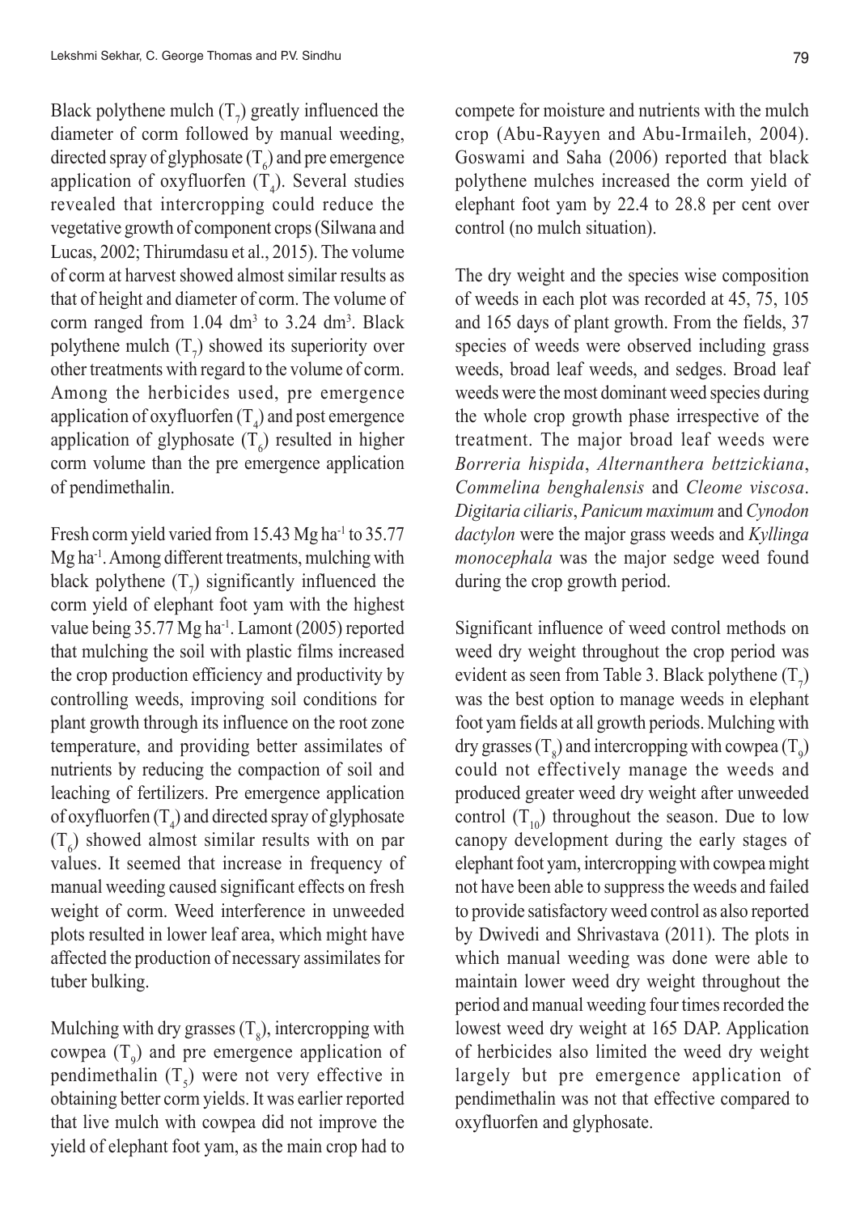Black polythene mulch ($T_7$) greatly influenced the diameter of corm followed by manual weeding, directed spray of glyphosate ($T_6$) and pre emergence application of oxyfluorfen ($T_4$). Several studies revealed that intercropping could reduce the vegetative growth of component crops (Silwana and Lucas, 2002; Thirumdasu et al., 2015). The volume of corm at harvest showed almost similar results as that of height and diameter of corm. The volume of corm ranged from 1.04 $dm^3$ to 3.24 $dm^3$. Black polythene mulch ($T_7$) showed its superiority over other treatments with regard to the volume of corm. Among the herbicides used, pre emergence application of oxyfluorfen ($T_4$) and post emergence application of glyphosate ($T_6$) resulted in higher corm volume than the pre emergence application of pendimethalin.

Fresh corm yield varied from 15.43 Mg $ha^{-1}$ to 35.77 Mg $ha^{-1}$. Among different treatments, mulching with black polythene ($T_7$) significantly influenced the corm yield of elephant foot yam with the highest value being 35.77 Mg $ha^{-1}$. Lamont (2005) reported that mulching the soil with plastic films increased the crop production efficiency and productivity by controlling weeds, improving soil conditions for plant growth through its influence on the root zone temperature, and providing better assimilates of nutrients by reducing the compaction of soil and leaching of fertilizers. Pre emergence application of oxyfluorfen ($T_4$) and directed spray of glyphosate ($T_6$) showed almost similar results with on par values. It seemed that increase in frequency of manual weeding caused significant effects on fresh weight of corm. Weed interference in unweeded plots resulted in lower leaf area, which might have affected the production of necessary assimilates for tuber bulking.

Mulching with dry grasses ($T_8$), intercropping with cowpea ($T_9$) and pre emergence application of pendimethalin ($T_5$) were not very effective in obtaining better corm yields. It was earlier reported that live mulch with cowpea did not improve the yield of elephant foot yam, as the main crop had to compete for moisture and nutrients with the mulch crop (Abu-Rayyen and Abu-Irmaileh, 2004). Goswami and Saha (2006) reported that black polythene mulches increased the corm yield of elephant foot yam by 22.4 to 28.8 per cent over control (no mulch situation).

The dry weight and the species wise composition of weeds in each plot was recorded at 45, 75, 105 and 165 days of plant growth. From the fields, 37 species of weeds were observed including grass weeds, broad leaf weeds, and sedges. Broad leaf weeds were the most dominant weed species during the whole crop growth phase irrespective of the treatment. The major broad leaf weeds were *Borreria hispida*, *Alternanthera bettzickiana*, *Commelina benghalensis* and *Cleome viscosa*. *Digitaria ciliaris*, *Panicum maximum* and *Cynodon dactylon* were the major grass weeds and *Kyllinga monocephala* was the major sedge weed found during the crop growth period.

Significant influence of weed control methods on weed dry weight throughout the crop period was evident as seen from Table 3. Black polythene ($T_7$) was the best option to manage weeds in elephant foot yam fields at all growth periods. Mulching with dry grasses ($T_8$) and intercropping with cowpea ($T_9$) could not effectively manage the weeds and produced greater weed dry weight after unweeded control ($T_{10}$) throughout the season. Due to low canopy development during the early stages of elephant foot yam, intercropping with cowpea might not have been able to suppress the weeds and failed to provide satisfactory weed control as also reported by Dwivedi and Shrivastava (2011). The plots in which manual weeding was done were able to maintain lower weed dry weight throughout the period and manual weeding four times recorded the lowest weed dry weight at 165 DAP. Application of herbicides also limited the weed dry weight largely but pre emergence application of pendimethalin was not that effective compared to oxyfluorfen and glyphosate.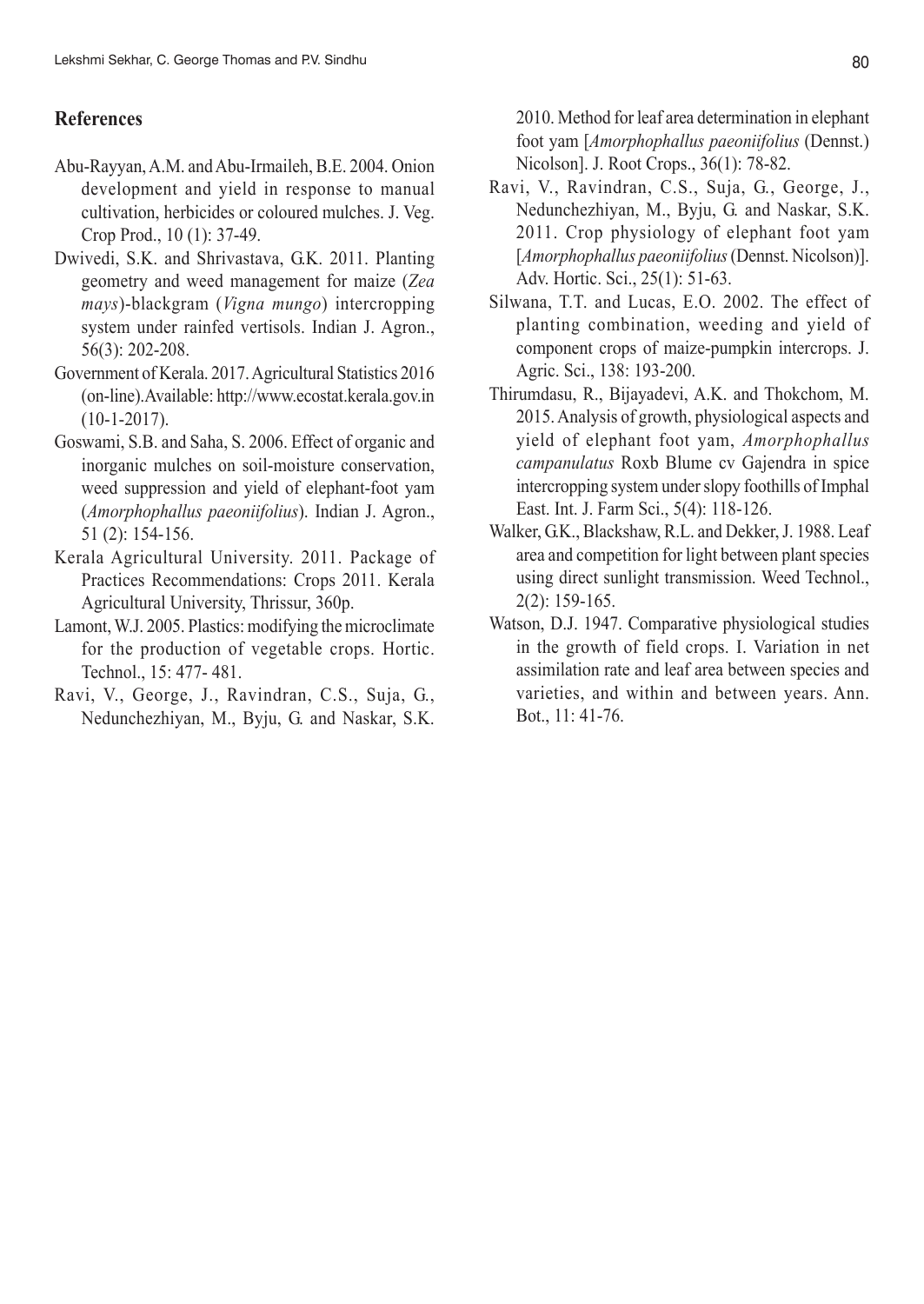## References

Abu-Rayyan, A.M. and Abu-Irmaileh, B.E. 2004. Onion development and yield in response to manual cultivation, herbicides or coloured mulches. J. Veg. Crop Prod., 10 (1): 37-49.

Dwivedi, S.K. and Shrivastava, G.K. 2011. Planting geometry and weed management for maize (*Zea mays*)-blackgram (*Vigna mungo*) intercropping system under rainfed vertisols. Indian J. Agron., 56(3): 202-208.

Government of Kerala. 2017. Agricultural Statistics 2016 (on-line). Available: http://www.ecostat.kerala.gov.in (10-1-2017).

Goswami, S.B. and Saha, S. 2006. Effect of organic and inorganic mulches on soil-moisture conservation, weed suppression and yield of elephant-foot yam (*Amorphophallus paeoniifolius*). Indian J. Agron., 51 (2): 154-156.

Kerala Agricultural University. 2011. Package of Practices Recommendations: Crops 2011. Kerala Agricultural University, Thrissur, 360p.

Lamont, W.J. 2005. Plastics: modifying the microclimate for the production of vegetable crops. Hortic. Technol., 15: 477- 481.

Ravi, V., George, J., Ravindran, C.S., Suja, G., Nedunchezhiyan, M., Byju, G. and Naskar, S.K. 2010. Method for leaf area determination in elephant foot yam [*Amorphophallus paeoniifolius* (Dennst.) Nicolson]. J. Root Crops., 36(1): 78-82.

Ravi, V., Ravindran, C.S., Suja, G., George, J., Nedunchezhiyan, M., Byju, G. and Naskar, S.K. 2011. Crop physiology of elephant foot yam [*Amorphophallus paeoniifolius* (Dennst. Nicolson)]. Adv. Hortic. Sci., 25(1): 51-63.

Silwana, T.T. and Lucas, E.O. 2002. The effect of planting combination, weeding and yield of component crops of maize-pumpkin intercrops. J. Agric. Sci., 138: 193-200.

Thirumdasu, R., Bijayadevi, A.K. and Thokchom, M. 2015. Analysis of growth, physiological aspects and yield of elephant foot yam, *Amorphophallus campanulatus* Roxb Blume cv Gajendra in spice intercropping system under slopy foothills of Imphal East. Int. J. Farm Sci., 5(4): 118-126.

Walker, G.K., Blackshaw, R.L. and Dekker, J. 1988. Leaf area and competition for light between plant species using direct sunlight transmission. Weed Technol., 2(2): 159-165.

Watson, D.J. 1947. Comparative physiological studies in the growth of field crops. I. Variation in net assimilation rate and leaf area between species and varieties, and within and between years. Ann. Bot., 11: 41-76.